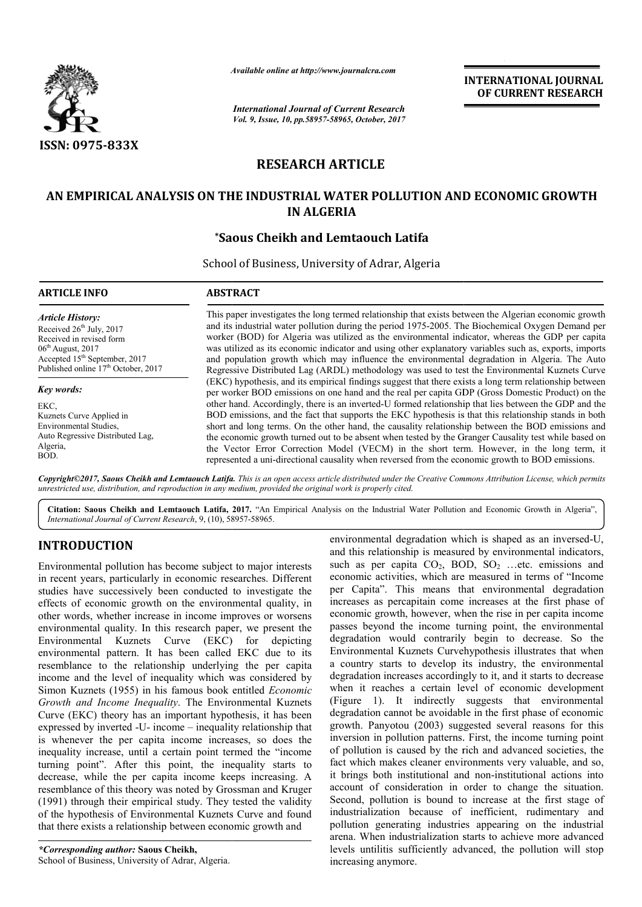*Available online at http://www.journalcra.com*

*International Journal of Current Research*
*Vol. 9, Issue, 10, pp.58957-58965, October, 2017*

**INTERNATIONAL JOURNAL OF CURRENT RESEARCH**

**ISSN: 0975-833X**

## RESEARCH ARTICLE

# AN EMPIRICAL ANALYSIS ON THE INDUSTRIAL WATER POLLUTION AND ECONOMIC GROWTH IN ALGERIA

**\*Saous Cheikh and Lemtaouch Latifa**

School of Business, University of Adrar, Algeria

**ARTICLE INFO**

*Article History:*
Received 26th July, 2017
Received in revised form
06th August, 2017
Accepted 15th September, 2017
Published online 17th October, 2017

*Key words:*
EKC,
Kuznets Curve Applied in Environmental Studies,
Auto Regressive Distributed Lag,
Algeria,
BOD.

**ABSTRACT**

This paper investigates the long termed relationship that exists between the Algerian economic growth and its industrial water pollution during the period 1975-2005. The Biochemical Oxygen Demand per worker (BOD) for Algeria was utilized as the environmental indicator, whereas the GDP per capita was utilized as its economic indicator and using other explanatory variables such as, exports, imports and population growth which may influence the environmental degradation in Algeria. The Auto Regressive Distributed Lag (ARDL) methodology was used to test the Environmental Kuznets Curve (EKC) hypothesis, and its empirical findings suggest that there exists a long term relationship between per worker BOD emissions on one hand and the real per capita GDP (Gross Domestic Product) on the other hand. Accordingly, there is an inverted-U formed relationship that lies between the GDP and the BOD emissions, and the fact that supports the EKC hypothesis is that this relationship stands in both short and long terms. On the other hand, the causality relationship between the BOD emissions and the economic growth turned out to be absent when tested by the Granger Causality test while based on the Vector Error Correction Model (VECM) in the short term. However, in the long term, it represented a uni-directional causality when reversed from the economic growth to BOD emissions.

*Copyright©2017, Saous Cheikh and Lemtaouch Latifa. This is an open access article distributed under the Creative Commons Attribution License, which permits unrestricted use, distribution, and reproduction in any medium, provided the original work is properly cited.*

**Citation: Saous Cheikh and Lemtaouch Latifa, 2017.** "An Empirical Analysis on the Industrial Water Pollution and Economic Growth in Algeria", *International Journal of Current Research*, 9, (10), 58957-58965.

## INTRODUCTION

Environmental pollution has become subject to major interests in recent years, particularly in economic researches. Different studies have successively been conducted to investigate the effects of economic growth on the environmental quality, in other words, whether increase in income improves or worsens environmental quality. In this research paper, we present the Environmental Kuznets Curve (EKC) for depicting environmental pattern. It has been called EKC due to its resemblance to the relationship underlying the per capita income and the level of inequality which was considered by Simon Kuznets (1955) in his famous book entitled *Economic Growth and Income Inequality*. The Environmental Kuznets Curve (EKC) theory has an important hypothesis, it has been expressed by inverted -U- income – inequality relationship that is whenever the per capita income increases, so does the inequality increase, until a certain point termed the "income turning point". After this point, the inequality starts to decrease, while the per capita income keeps increasing. A resemblance of this theory was noted by Grossman and Kruger (1991) through their empirical study. They tested the validity of the hypothesis of Environmental Kuznets Curve and found that there exists a relationship between economic growth and environmental degradation which is shaped as an inversed-U, and this relationship is measured by environmental indicators, such as per capita $CO_2$, BOD, $SO_2$ …etc. emissions and economic activities, which are measured in terms of "Income per Capita". This means that environmental degradation increases as percapitain come increases at the first phase of economic growth, however, when the rise in per capita income passes beyond the income turning point, the environmental degradation would contrarily begin to decrease. So the Environmental Kuznets Curvehypothesis illustrates that when a country starts to develop its industry, the environmental degradation increases accordingly to it, and it starts to decrease when it reaches a certain level of economic development (Figure 1). It indirectly suggests that environmental degradation cannot be avoidable in the first phase of economic growth. Panyotou (2003) suggested several reasons for this inversion in pollution patterns. First, the income turning point of pollution is caused by the rich and advanced societies, the fact which makes cleaner environments very valuable, and so, it brings both institutional and non-institutional actions into account of consideration in order to change the situation. Second, pollution is bound to increase at the first stage of industrialization because of inefficient, rudimentary and pollution generating industries appearing on the industrial arena. When industrialization starts to achieve more advanced levels untilitis sufficiently advanced, the pollution will stop increasing anymore.

*\*Corresponding author:* **Saous Cheikh,**
School of Business, University of Adrar, Algeria.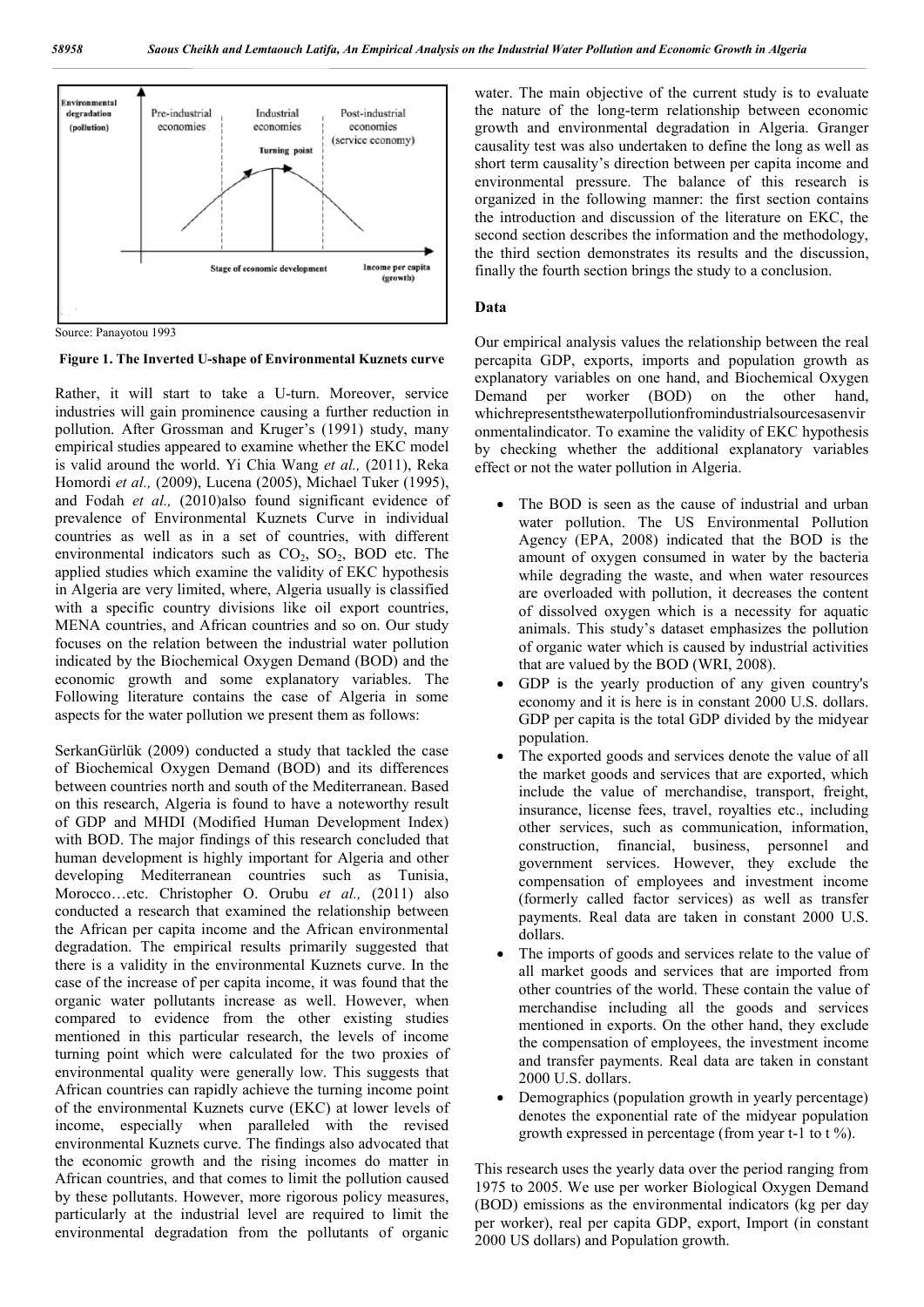Source: Panayotou 1993

**Figure 1. The Inverted U-shape of Environmental Kuznets curve**

Rather, it will start to take a U-turn. Moreover, service industries will gain prominence causing a further reduction in pollution. After Grossman and Kruger's (1991) study, many empirical studies appeared to examine whether the EKC model is valid around the world. Yi Chia Wang *et al.,* (2011), Reka Homordi *et al.,* (2009), Lucena (2005), Michael Tuker (1995), and Fodah *et al.,* (2010)also found significant evidence of prevalence of Environmental Kuznets Curve in individual countries as well as in a set of countries, with different environmental indicators such as $CO_2$, $SO_2$, BOD etc. The applied studies which examine the validity of EKC hypothesis in Algeria are very limited, where, Algeria usually is classified with a specific country divisions like oil export countries, MENA countries, and African countries and so on. Our study focuses on the relation between the industrial water pollution indicated by the Biochemical Oxygen Demand (BOD) and the economic growth and some explanatory variables. The Following literature contains the case of Algeria in some aspects for the water pollution we present them as follows:

SerkanGürlük (2009) conducted a study that tackled the case of Biochemical Oxygen Demand (BOD) and its differences between countries north and south of the Mediterranean. Based on this research, Algeria is found to have a noteworthy result of GDP and MHDI (Modified Human Development Index) with BOD. The major findings of this research concluded that human development is highly important for Algeria and other developing Mediterranean countries such as Tunisia, Morocco…etc. Christopher O. Orubu *et al.,* (2011) also conducted a research that examined the relationship between the African per capita income and the African environmental degradation. The empirical results primarily suggested that there is a validity in the environmental Kuznets curve. In the case of the increase of per capita income, it was found that the organic water pollutants increase as well. However, when compared to evidence from the other existing studies mentioned in this particular research, the levels of income turning point which were calculated for the two proxies of environmental quality were generally low. This suggests that African countries can rapidly achieve the turning income point of the environmental Kuznets curve (EKC) at lower levels of income, especially when paralleled with the revised environmental Kuznets curve. The findings also advocated that the economic growth and the rising incomes do matter in African countries, and that comes to limit the pollution caused by these pollutants. However, more rigorous policy measures, particularly at the industrial level are required to limit the environmental degradation from the pollutants of organic water. The main objective of the current study is to evaluate the nature of the long-term relationship between economic growth and environmental degradation in Algeria. Granger causality test was also undertaken to define the long as well as short term causality's direction between per capita income and environmental pressure. The balance of this research is organized in the following manner: the first section contains the introduction and discussion of the literature on EKC, the second section describes the information and the methodology, the third section demonstrates its results and the discussion, finally the fourth section brings the study to a conclusion.

## Data

Our empirical analysis values the relationship between the real percapita GDP, exports, imports and population growth as explanatory variables on one hand, and Biochemical Oxygen Demand per worker (BOD) on the other hand, whichrepresentsthewaterpollutionfromindustrialsourcesasenvironmentalindicator. To examine the validity of EKC hypothesis by checking whether the additional explanatory variables effect or not the water pollution in Algeria.

- The BOD is seen as the cause of industrial and urban water pollution. The US Environmental Pollution Agency (EPA, 2008) indicated that the BOD is the amount of oxygen consumed in water by the bacteria while degrading the waste, and when water resources are overloaded with pollution, it decreases the content of dissolved oxygen which is a necessity for aquatic animals. This study's dataset emphasizes the pollution of organic water which is caused by industrial activities that are valued by the BOD (WRI, 2008).
- GDP is the yearly production of any given country's economy and it is here is in constant 2000 U.S. dollars. GDP per capita is the total GDP divided by the midyear population.
- The exported goods and services denote the value of all the market goods and services that are exported, which include the value of merchandise, transport, freight, insurance, license fees, travel, royalties etc., including other services, such as communication, information, construction, financial, business, personnel and government services. However, they exclude the compensation of employees and investment income (formerly called factor services) as well as transfer payments. Real data are taken in constant 2000 U.S. dollars.
- The imports of goods and services relate to the value of all market goods and services that are imported from other countries of the world. These contain the value of merchandise including all the goods and services mentioned in exports. On the other hand, they exclude the compensation of employees, the investment income and transfer payments. Real data are taken in constant 2000 U.S. dollars.
- Demographics (population growth in yearly percentage) denotes the exponential rate of the midyear population growth expressed in percentage (from year t-1 to t %).

This research uses the yearly data over the period ranging from 1975 to 2005. We use per worker Biological Oxygen Demand (BOD) emissions as the environmental indicators (kg per day per worker), real per capita GDP, export, Import (in constant 2000 US dollars) and Population growth.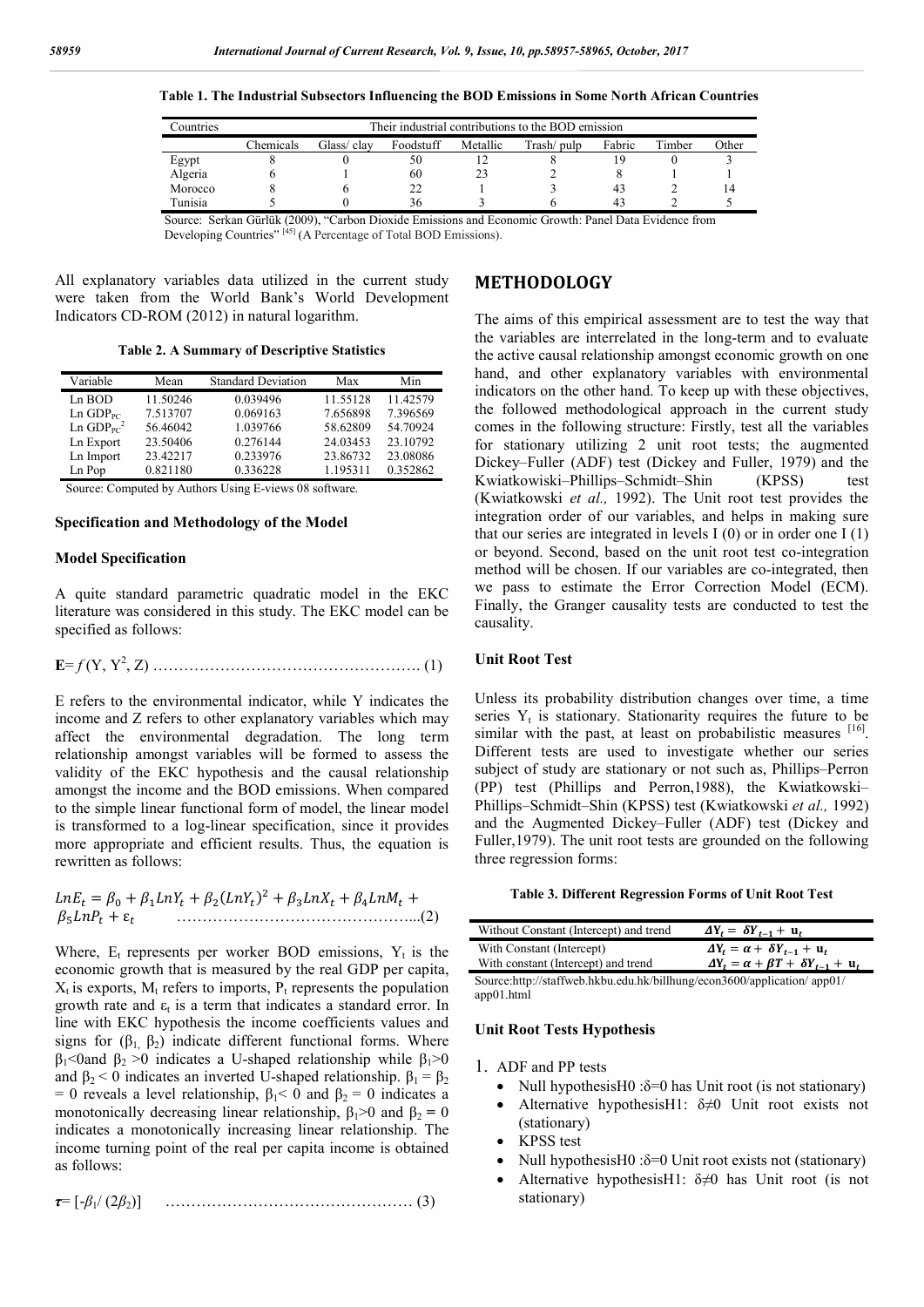**Table 1. The Industrial Subsectors Influencing the BOD Emissions in Some North African Countries**

| Countries | Their industrial contributions to the BOD emission | | | | | | | |
|---|---|---|---|---|---|---|---|---|
| | Chemicals | Glass/ clay | Foodstuff | Metallic | Trash/ pulp | Fabric | Timber | Other |
| Egypt | 8 | 0 | 50 | 12 | 8 | 19 | 0 | 3 |
| Algeria | 6 | 1 | 60 | 23 | 2 | 8 | 1 | 1 |
| Morocco | 8 | 6 | 22 | 1 | 3 | 43 | 2 | 14 |
| Tunisia | 5 | 0 | 36 | 3 | 6 | 43 | 2 | 5 |

Source: Serkan Gürlük (2009), "Carbon Dioxide Emissions and Economic Growth: Panel Data Evidence from Developing Countries" [45] (A Percentage of Total BOD Emissions).

All explanatory variables data utilized in the current study were taken from the World Bank's World Development Indicators CD-ROM (2012) in natural logarithm.

**Table 2. A Summary of Descriptive Statistics**

| Variable | Mean | Standard Deviation | Max | Min |
|---|---|---|---|---|
| Ln BOD | 11.50246 | 0.039496 | 11.55128 | 11.42579 |
| Ln $GDP_{PC}$ | 7.513707 | 0.069163 | 7.656898 | 7.396569 |
| Ln $GDP_{PC}^2$ | 56.46042 | 1.039766 | 58.62809 | 54.70924 |
| Ln Export | 23.50406 | 0.276144 | 24.03453 | 23.10792 |
| Ln Import | 23.42217 | 0.233976 | 23.86732 | 23.08086 |
| Ln Pop | 0.821180 | 0.336228 | 1.195311 | 0.352862 |

Source: Computed by Authors Using E-views 08 software.

### Specification and Methodology of the Model

#### Model Specification

A quite standard parametric quadratic model in the EKC literature was considered in this study. The EKC model can be specified as follows:

$$\mathbf{E} = f(Y, Y^2, Z) \quad \text{……………………………………………. (1)}$$

E refers to the environmental indicator, while Y indicates the income and Z refers to other explanatory variables which may affect the environmental degradation. The long term relationship amongst variables will be formed to assess the validity of the EKC hypothesis and the causal relationship amongst the income and the BOD emissions. When compared to the simple linear functional form of model, the linear model is transformed to a log-linear specification, since it provides more appropriate and efficient results. Thus, the equation is rewritten as follows:

$$LnE_t = \beta_0 + \beta_1 LnY_t + \beta_2 (LnY_t)^2 + \beta_3 LnX_t + \beta_4 LnM_t + \beta_5 LnP_t + \varepsilon_t \quad \text{………………………………………..(2)}$$

Where, $E_t$ represents per worker BOD emissions, $Y_t$ is the economic growth that is measured by the real GDP per capita, $X_t$ is exports, $M_t$ refers to imports, $P_t$ represents the population growth rate and $\varepsilon_t$ is a term that indicates a standard error. In line with EKC hypothesis the income coefficients values and signs for ($\beta_1$, $\beta_2$) indicate different functional forms. Where $\beta_1$<0and $\beta_2$ >0 indicates a U-shaped relationship while $\beta_1$>0 and $\beta_2$ < 0 indicates an inverted U-shaped relationship. $\beta_1 = \beta_2 = 0$ reveals a level relationship, $\beta_1$< 0 and $\beta_2$ = 0 indicates a monotonically decreasing linear relationship, $\beta_1$>0 and $\beta_2$ = 0 indicates a monotonically increasing linear relationship. The income turning point of the real per capita income is obtained as follows:

$$\boldsymbol{\tau} = [-\beta_1/(2\beta_2)] \quad \text{………………………………………… (3)}$$

## METHODOLOGY

The aims of this empirical assessment are to test the way that the variables are interrelated in the long-term and to evaluate the active causal relationship amongst economic growth on one hand, and other explanatory variables with environmental indicators on the other hand. To keep up with these objectives, the followed methodological approach in the current study comes in the following structure: Firstly, test all the variables for stationary utilizing 2 unit root tests; the augmented Dickey–Fuller (ADF) test (Dickey and Fuller, 1979) and the Kwiatkowiski–Phillips–Schmidt–Shin (KPSS) test (Kwiatkowski *et al.,* 1992). The Unit root test provides the integration order of our variables, and helps in making sure that our series are integrated in levels I (0) or in order one I (1) or beyond. Second, based on the unit root test co-integration method will be chosen. If our variables are co-integrated, then we pass to estimate the Error Correction Model (ECM). Finally, the Granger causality tests are conducted to test the causality.

#### Unit Root Test

Unless its probability distribution changes over time, a time series $Y_t$ is stationary. Stationarity requires the future to be similar with the past, at least on probabilistic measures [16]. Different tests are used to investigate whether our series subject of study are stationary or not such as, Phillips–Perron (PP) test (Phillips and Perron,1988), the Kwiatkowski–Phillips–Schmidt–Shin (KPSS) test (Kwiatkowski *et al.,* 1992) and the Augmented Dickey–Fuller (ADF) test (Dickey and Fuller,1979). The unit root tests are grounded on the following three regression forms:

**Table 3. Different Regression Forms of Unit Root Test**

| | |
|---|---|
| Without Constant (Intercept) and trend | $\Delta Y_t = \delta Y_{t-1} + u_t$ |
| With Constant (Intercept) | $\Delta Y_t = \alpha + \delta Y_{t-1} + u_t$ |
| With constant (Intercept) and trend | $\Delta Y_t = \alpha + \beta T + \delta Y_{t-1} + u_t$ |

Source:http://staffweb.hkbu.edu.hk/billhung/econ3600/application/ app01/app01.html

#### Unit Root Tests Hypothesis

1. ADF and PP tests
   - Null hypothesisH0 :δ=0 has Unit root (is not stationary)
   - Alternative hypothesisH1: δ≠0 Unit root exists not (stationary)
   - KPSS test
   - Null hypothesisH0 :δ=0 Unit root exists not (stationary)
   - Alternative hypothesisH1: δ≠0 has Unit root (is not stationary)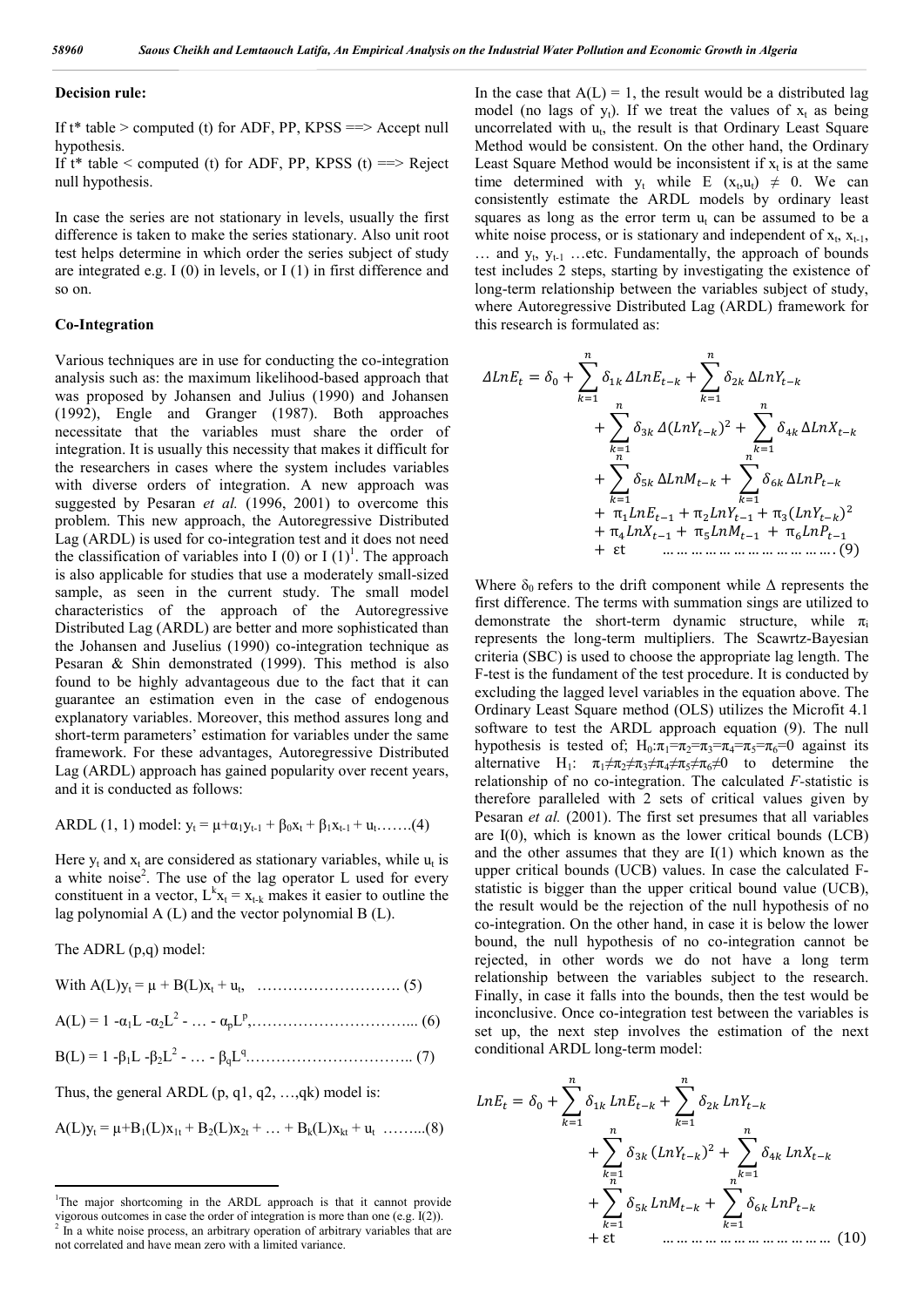**Decision rule:**

If t* table > computed (t) for ADF, PP, KPSS ==> Accept null hypothesis.
If t* table < computed (t) for ADF, PP, KPSS (t) ==> Reject null hypothesis.

In case the series are not stationary in levels, usually the first difference is taken to make the series stationary. Also unit root test helps determine in which order the series subject of study are integrated e.g. I (0) in levels, or I (1) in first difference and so on.

**Co-Integration**

Various techniques are in use for conducting the co-integration analysis such as: the maximum likelihood-based approach that was proposed by Johansen and Julius (1990) and Johansen (1992), Engle and Granger (1987). Both approaches necessitate that the variables must share the order of integration. It is usually this necessity that makes it difficult for the researchers in cases where the system includes variables with diverse orders of integration. A new approach was suggested by Pesaran *et al.* (1996, 2001) to overcome this problem. This new approach, the Autoregressive Distributed Lag (ARDL) is used for co-integration test and it does not need the classification of variables into I (0) or I (1)[1]. The approach is also applicable for studies that use a moderately small-sized sample, as seen in the current study. The small model characteristics of the approach of the Autoregressive Distributed Lag (ARDL) are better and more sophisticated than the Johansen and Juselius (1990) co-integration technique as Pesaran & Shin demonstrated (1999). This method is also found to be highly advantageous due to the fact that it can guarantee an estimation even in the case of endogenous explanatory variables. Moreover, this method assures long and short-term parameters' estimation for variables under the same framework. For these advantages, Autoregressive Distributed Lag (ARDL) approach has gained popularity over recent years, and it is conducted as follows:

ARDL (1, 1) model: $y_t = \mu + \alpha_1 y_{t-1} + \beta_0 x_t + \beta_1 x_{t-1} + u_t$ …….(4)

Here $y_t$ and $x_t$ are considered as stationary variables, while $u_t$ is a white noise[2]. The use of the lag operator L used for every constituent in a vector, $L^k x_t = x_{t-k}$ makes it easier to outline the lag polynomial A (L) and the vector polynomial B (L).

The ADRL (p,q) model:

With $A(L)y_t = \mu + B(L)x_t + u_t$, ………………………. (5)

$A(L) = 1 - \alpha_1 L - \alpha_2 L^2 - \ldots - \alpha_p L^p$,…………………………... (6)

$B(L) = 1 - \beta_1 L - \beta_2 L^2 - \ldots - \beta_q L^q$…………………………... (7)

Thus, the general ARDL (p, q1, q2, …,qk) model is:

$A(L)y_t = \mu + B_1(L)x_{1t} + B_2(L)x_{2t} + \ldots + B_k(L)x_{kt} + u_t$ ……...(8)

In the case that A(L) = 1, the result would be a distributed lag model (no lags of $y_t$). If we treat the values of $x_t$ as being uncorrelated with $u_t$, the result is that Ordinary Least Square Method would be consistent. On the other hand, the Ordinary Least Square Method would be inconsistent if $x_t$ is at the same time determined with $y_t$ while $E(x_t, u_t) \neq 0$. We can consistently estimate the ARDL models by ordinary least squares as long as the error term $u_t$ can be assumed to be a white noise process, or is stationary and independent of $x_t$, $x_{t-1}$, … and $y_t$, $y_{t-1}$ …etc. Fundamentally, the approach of bounds test includes 2 steps, starting by investigating the existence of long-term relationship between the variables subject of study, where Autoregressive Distributed Lag (ARDL) framework for this research is formulated as:

$$\Delta LnE_t = \delta_0 + \sum_{k=1}^{n} \delta_{1k}\, \Delta LnE_{t-k} + \sum_{k=1}^{n} \delta_{2k}\, \Delta LnY_{t-k} + \sum_{k=1}^{n} \delta_{3k}\, \Delta(LnY_{t-k})^2 + \sum_{k=1}^{n} \delta_{4k}\, \Delta LnX_{t-k} + \sum_{k=1}^{n} \delta_{5k}\, \Delta LnM_{t-k} + \sum_{k=1}^{n} \delta_{6k}\, \Delta LnP_{t-k} + \pi_1 LnE_{t-1} + \pi_2 LnY_{t-1} + \pi_3 (LnY_{t-k})^2 + \pi_4 LnX_{t-1} + \pi_5 LnM_{t-1} + \pi_6 LnP_{t-1} + \varepsilon t \quad \ldots\ldots (9)$$

Where $\delta_0$ refers to the drift component while $\Delta$ represents the first difference. The terms with summation sings are utilized to demonstrate the short-term dynamic structure, while $\pi_i$ represents the long-term multipliers. The Scawrtz-Bayesian criteria (SBC) is used to choose the appropriate lag length. The F-test is the fundament of the test procedure. It is conducted by excluding the lagged level variables in the equation above. The Ordinary Least Square method (OLS) utilizes the Microfit 4.1 software to test the ARDL approach equation (9). The null hypothesis is tested of; $H_0: \pi_1=\pi_2=\pi_3=\pi_4=\pi_5=\pi_6=0$ against its alternative $H_1: \pi_1\neq\pi_2\neq\pi_3\neq\pi_4\neq\pi_5\neq\pi_6\neq0$ to determine the relationship of no co-integration. The calculated *F*-statistic is therefore paralleled with 2 sets of critical values given by Pesaran *et al.* (2001). The first set presumes that all variables are I(0), which is known as the lower critical bounds (LCB) and the other assumes that they are I(1) which known as the upper critical bounds (UCB) values. In case the calculated F-statistic is bigger than the upper critical bound value (UCB), the result would be the rejection of the null hypothesis of no co-integration. On the other hand, in case it is below the lower bound, the null hypothesis of no co-integration cannot be rejected, in other words we do not have a long term relationship between the variables subject to the research. Finally, in case it falls into the bounds, then the test would be inconclusive. Once co-integration test between the variables is set up, the next step involves the estimation of the next conditional ARDL long-term model:

$$LnE_t = \delta_0 + \sum_{k=1}^{n} \delta_{1k}\, LnE_{t-k} + \sum_{k=1}^{n} \delta_{2k}\, LnY_{t-k} + \sum_{k=1}^{n} \delta_{3k}\, (LnY_{t-k})^2 + \sum_{k=1}^{n} \delta_{4k}\, LnX_{t-k} + \sum_{k=1}^{n} \delta_{5k}\, LnM_{t-k} + \sum_{k=1}^{n} \delta_{6k}\, LnP_{t-k} + \varepsilon t \quad \ldots\ldots (10)$$

---

[1] The major shortcoming in the ARDL approach is that it cannot provide vigorous outcomes in case the order of integration is more than one (e.g. I(2)).

[2] In a white noise process, an arbitrary operation of arbitrary variables that are not correlated and have mean zero with a limited variance.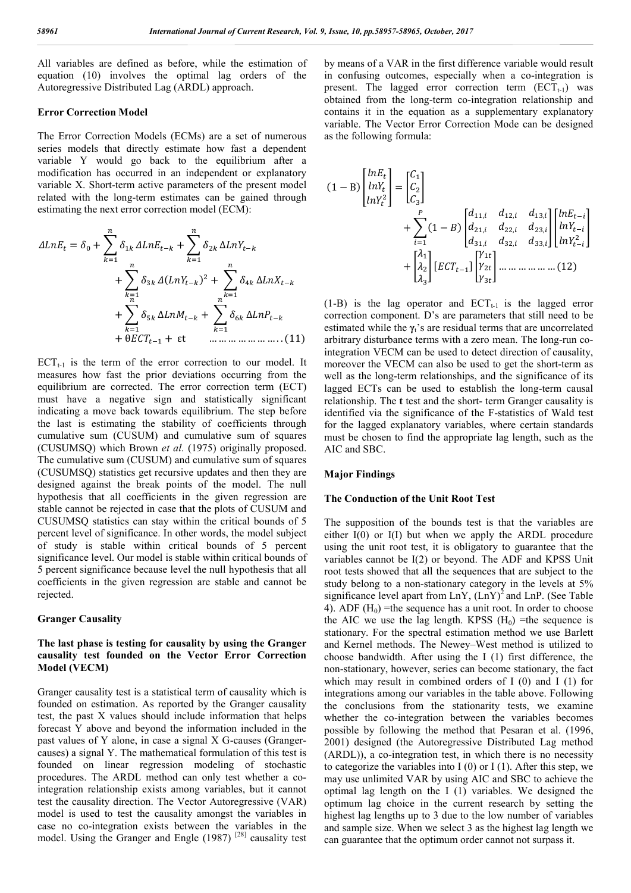All variables are defined as before, while the estimation of equation (10) involves the optimal lag orders of the Autoregressive Distributed Lag (ARDL) approach.

### Error Correction Model

The Error Correction Models (ECMs) are a set of numerous series models that directly estimate how fast a dependent variable Y would go back to the equilibrium after a modification has occurred in an independent or explanatory variable X. Short-term active parameters of the present model related with the long-term estimates can be gained through estimating the next error correction model (ECM):

$$\Delta LnE_t = \delta_0 + \sum_{k=1}^{n} \delta_{1k}\, \Delta LnE_{t-k} + \sum_{k=1}^{n} \delta_{2k}\, \Delta LnY_{t-k} + \sum_{k=1}^{n} \delta_{3k}\, \Delta (LnY_{t-k})^2 + \sum_{k=1}^{n} \delta_{4k}\, \Delta LnX_{t-k} + \sum_{k=1}^{n} \delta_{5k}\, \Delta LnM_{t-k} + \sum_{k=1}^{n} \delta_{6k}\, \Delta LnP_{t-k} + \theta ECT_{t-1} + \varepsilon t \quad \ldots\ldots\ldots\ldots\ldots\ldots..(11)$$

$ECT_{t-1}$ is the term of the error correction to our model. It measures how fast the prior deviations occurring from the equilibrium are corrected. The error correction term (ECT) must have a negative sign and statistically significant indicating a move back towards equilibrium. The step before the last is estimating the stability of coefficients through cumulative sum (CUSUM) and cumulative sum of squares (CUSUMSQ) which Brown *et al.* (1975) originally proposed. The cumulative sum (CUSUM) and cumulative sum of squares (CUSUMSQ) statistics get recursive updates and then they are designed against the break points of the model. The null hypothesis that all coefficients in the given regression are stable cannot be rejected in case that the plots of CUSUM and CUSUMSQ statistics can stay within the critical bounds of 5 percent level of significance. In other words, the model subject of study is stable within critical bounds of 5 percent significance level. Our model is stable within critical bounds of 5 percent significance because level the null hypothesis that all coefficients in the given regression are stable and cannot be rejected.

### Granger Causality

#### The last phase is testing for causality by using the Granger causality test founded on the Vector Error Correction Model (VECM)

Granger causality test is a statistical term of causality which is founded on estimation. As reported by the Granger causality test, the past X values should include information that helps forecast Y above and beyond the information included in the past values of Y alone, in case a signal X G-causes (Granger-causes) a signal Y. The mathematical formulation of this test is founded on linear regression modeling of stochastic procedures. The ARDL method can only test whether a co-integration relationship exists among variables, but it cannot test the causality direction. The Vector Autoregressive (VAR) model is used to test the causality amongst the variables in case no co-integration exists between the variables in the model. Using the Granger and Engle (1987) [28] causality test by means of a VAR in the first difference variable would result in confusing outcomes, especially when a co-integration is present. The lagged error correction term ($ECT_{t-1}$) was obtained from the long-term co-integration relationship and contains it in the equation as a supplementary explanatory variable. The Vector Error Correction Mode can be designed as the following formula:

$$(1-B)\begin{bmatrix} lnE_t \\ lnY_t \\ lnY_t^2 \end{bmatrix} = \begin{bmatrix} C_1 \\ C_2 \\ C_3 \end{bmatrix} + \sum_{i=1}^{P} (1-B) \begin{bmatrix} d_{11,i} & d_{12,i} & d_{13,i} \\ d_{21,i} & d_{22,i} & d_{23,i} \\ d_{31,i} & d_{32,i} & d_{33,i} \end{bmatrix} \begin{bmatrix} lnE_{t-i} \\ lnY_{t-i} \\ lnY_{t-i}^2 \end{bmatrix} + \begin{bmatrix} \lambda_1 \\ \lambda_2 \\ \lambda_3 \end{bmatrix} [ECT_{t-1}] \begin{bmatrix} \gamma_{1t} \\ \gamma_{2t} \\ \gamma_{3t} \end{bmatrix} \ldots\ldots\ldots\ldots\ldots\ldots(12)$$

(1-B) is the lag operator and $ECT_{t-1}$ is the lagged error correction component. D's are parameters that still need to be estimated while the $\gamma_t$'s are residual terms that are uncorrelated arbitrary disturbance terms with a zero mean. The long-run co-integration VECM can be used to detect direction of causality, moreover the VECM can also be used to get the short-term as well as the long-term relationships, and the significance of its lagged ECTs can be used to establish the long-term causal relationship. The **t** test and the short- term Granger causality is identified via the significance of the F-statistics of Wald test for the lagged explanatory variables, where certain standards must be chosen to find the appropriate lag length, such as the AIC and SBC.

## Major Findings

### The Conduction of the Unit Root Test

The supposition of the bounds test is that the variables are either I(0) or I(I) but when we apply the ARDL procedure using the unit root test, it is obligatory to guarantee that the variables cannot be I(2) or beyond. The ADF and KPSS Unit root tests showed that all the sequences that are subject to the study belong to a non-stationary category in the levels at 5% significance level apart from LnY, $(LnY)^2$ and LnP. (See Table 4). ADF ($H_0$) =the sequence has a unit root. In order to choose the AIC we use the lag length. KPSS ($H_0$) =the sequence is stationary. For the spectral estimation method we use Barlett and Kernel methods. The Newey–West method is utilized to choose bandwidth. After using the I (1) first difference, the non-stationary, however, series can become stationary, the fact which may result in combined orders of I (0) and I (1) for integrations among our variables in the table above. Following the conclusions from the stationarity tests, we examine whether the co-integration between the variables becomes possible by following the method that Pesaran et al. (1996, 2001) designed (the Autoregressive Distributed Lag method (ARDL)), a co-integration test, in which there is no necessity to categorize the variables into I (0) or I (1). After this step, we may use unlimited VAR by using AIC and SBC to achieve the optimal lag length on the I (1) variables. We designed the optimum lag choice in the current research by setting the highest lag lengths up to 3 due to the low number of variables and sample size. When we select 3 as the highest lag length we can guarantee that the optimum order cannot not surpass it.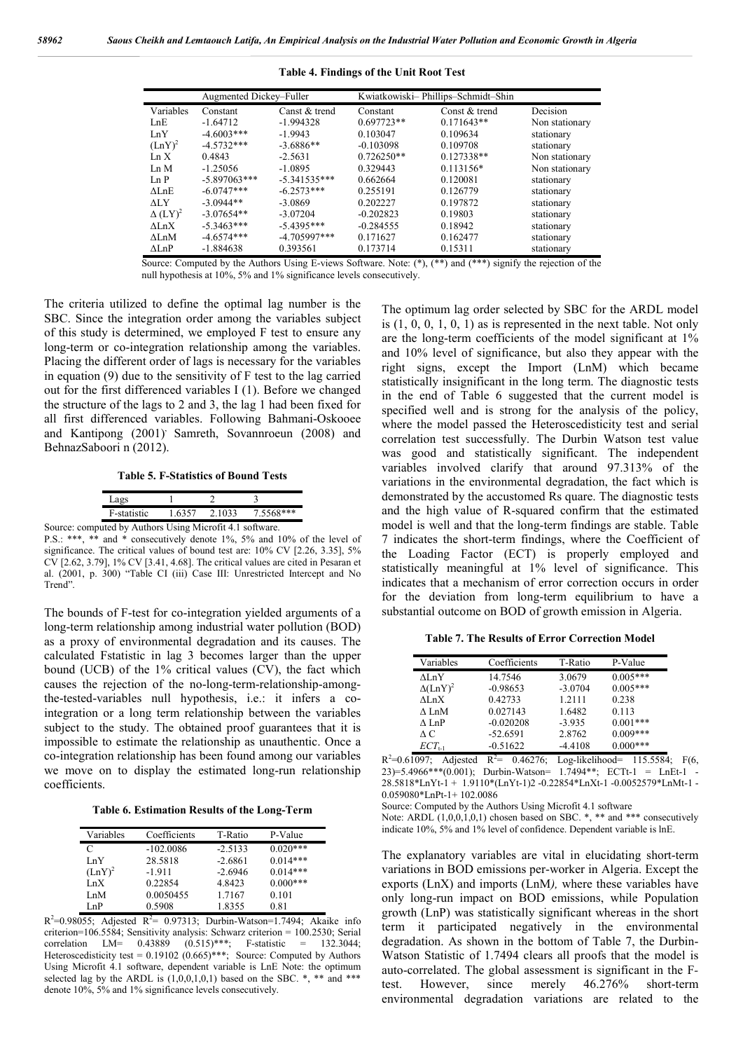**Table 4. Findings of the Unit Root Test**

| | Augmented Dickey–Fuller | | Kwiatkowiski– Phillips–Schmidt–Shin | | |
|---|---|---|---|---|---|
| Variables | Constant | Canst & trend | Constant | Const & trend | Decision |
| LnE | -1.64712 | -1.994328 | 0.697723** | 0.171643** | Non stationary |
| LnY | -4.6003*** | -1.9943 | 0.103047 | 0.109634 | stationary |
| $(LnY)^2$ | -4.5732*** | -3.6886** | -0.103098 | 0.109708 | stationary |
| Ln X | 0.4843 | -2.5631 | 0.726250** | 0.127338** | Non stationary |
| Ln M | -1.25056 | -1.0895 | 0.329443 | 0.113156* | Non stationary |
| Ln P | -5.897063*** | -5.341535*** | 0.662664 | 0.120081 | stationary |
| ΔLnE | -6.0747*** | -6.2573*** | 0.255191 | 0.126779 | stationary |
| ΔLY | -3.0944** | -3.0869 | 0.202227 | 0.197872 | stationary |
| $\Delta (LY)^2$ | -3.07654** | -3.07204 | -0.202823 | 0.19803 | stationary |
| ΔLnX | -5.3463*** | -5.4395*** | -0.284555 | 0.18942 | stationary |
| ΔLnM | -4.6574*** | -4.705997*** | 0.171627 | 0.162477 | stationary |
| ΔLnP | -1.884638 | 0.393561 | 0.173714 | 0.15311 | stationary |

Source: Computed by the Authors Using E-views Software. Note: (*), (**) and (***) signify the rejection of the null hypothesis at 10%, 5% and 1% significance levels consecutively.

The criteria utilized to define the optimal lag number is the SBC. Since the integration order among the variables subject of this study is determined, we employed F test to ensure any long-term or co-integration relationship among the variables. Placing the different order of lags is necessary for the variables in equation (9) due to the sensitivity of F test to the lag carried out for the first differenced variables I (1). Before we changed the structure of the lags to 2 and 3, the lag 1 had been fixed for all first differenced variables. Following Bahmani-Oskooee and Kantipong (2001), Samreth, Sovannroeun (2008) and BehnazSaboori n (2012).

**Table 5. F-Statistics of Bound Tests**

| Lags | 1 | 2 | 3 |
|---|---|---|---|
| F-statistic | 1.6357 | 2.1033 | 7.5568*** |

Source: computed by Authors Using Microfit 4.1 software.

P.S.: ***, ** and * consecutively denote 1%, 5% and 10% of the level of significance. The critical values of bound test are: 10% CV [2.26, 3.35], 5% CV [2.62, 3.79], 1% CV [3.41, 4.68]. The critical values are cited in Pesaran et al. (2001, p. 300) "Table CI (iii) Case III: Unrestricted Intercept and No Trend".

The bounds of F-test for co-integration yielded arguments of a long-term relationship among industrial water pollution (BOD) as a proxy of environmental degradation and its causes. The calculated Fstatistic in lag 3 becomes larger than the upper bound (UCB) of the 1% critical values (CV), the fact which causes the rejection of the no-long-term-relationship-among-the-tested-variables null hypothesis, i.e.: it infers a co-integration or a long term relationship between the variables subject to the study. The obtained proof guarantees that it is impossible to estimate the relationship as unauthentic. Once a co-integration relationship has been found among our variables we move on to display the estimated long-run relationship coefficients.

**Table 6. Estimation Results of the Long-Term**

| Variables | Coefficients | T-Ratio | P-Value |
|---|---|---|---|
| C | -102.0086 | -2.5133 | 0.020*** |
| LnY | 28.5818 | -2.6861 | 0.014*** |
| $(LnY)^2$ | -1.911 | -2.6946 | 0.014*** |
| LnX | 0.22854 | 4.8423 | 0.000*** |
| LnM | 0.0050455 | 1.7167 | 0.101 |
| LnP | 0.5908 | 1.8355 | 0.81 |

$R^2$=0.98055; Adjested $R^2$= 0.97313; Durbin-Watson=1.7494; Akaike info criterion=106.5584; Sensitivity analysis: Schwarz criterion = 100.2530; Serial correlation LM= 0.43889 (0.515)***; F-statistic = 132.3044; Heteroscedisticity test = 0.19102 (0.665)***; Source: Computed by Authors Using Microfit 4.1 software, dependent variable is LnE Note: the optimum selected lag by the ARDL is (1,0,0,1,0,1) based on the SBC. *, ** and *** denote 10%, 5% and 1% significance levels consecutively.

The optimum lag order selected by SBC for the ARDL model is (1, 0, 0, 1, 0, 1) as is represented in the next table. Not only are the long-term coefficients of the model significant at 1% and 10% level of significance, but also they appear with the right signs, except the Import (LnM) which became statistically insignificant in the long term. The diagnostic tests in the end of Table 6 suggested that the current model is specified well and is strong for the analysis of the policy, where the model passed the Heteroscedisticity test and serial correlation test successfully. The Durbin Watson test value was good and statistically significant. The independent variables involved clarify that around 97.313% of the variations in the environmental degradation, the fact which is demonstrated by the accustomed Rs quare. The diagnostic tests and the high value of R-squared confirm that the estimated model is well and that the long-term findings are stable. Table 7 indicates the short-term findings, where the Coefficient of the Loading Factor (ECT) is properly employed and statistically meaningful at 1% level of significance. This indicates that a mechanism of error correction occurs in order for the deviation from long-term equilibrium to have a substantial outcome on BOD of growth emission in Algeria.

**Table 7. The Results of Error Correction Model**

| Variables | Coefficients | T-Ratio | P-Value |
|---|---|---|---|
| ΔLnY | 14.7546 | 3.0679 | 0.005*** |
| $\Delta(LnY)^2$ | -0.98653 | -3.0704 | 0.005*** |
| ΔLnX | 0.42733 | 1.2111 | 0.238 |
| Δ LnM | 0.027143 | 1.6482 | 0.113 |
| Δ LnP | -0.020208 | -3.935 | 0.001*** |
| Δ C | -52.6591 | 2.8762 | 0.009*** |
| $ECT_{t-1}$ | -0.51622 | -4.4108 | 0.000*** |

$R^2$=0.61097; Adjusted $R^2$= 0.46276; Log-likelihood= 115.5584; F(6, 23)=5.4966***(0.001); Durbin-Watson= 1.7494**; ECTt-1 = LnEt-1 - 28.5818*LnYt-1 + 1.9110*(LnYt-1)2 -0.22854*LnXt-1 -0.0052579*LnMt-1 -0.059080*LnPt-1+ 102.0086

Source: Computed by the Authors Using Microfit 4.1 software

Note: ARDL (1,0,0,1,0,1) chosen based on SBC. *, ** and *** consecutively indicate 10%, 5% and 1% level of confidence. Dependent variable is lnE.

The explanatory variables are vital in elucidating short-term variations in BOD emissions per-worker in Algeria. Except the exports (LnX) and imports (LnM*)*, where these variables have only long-run impact on BOD emissions, while Population growth (LnP) was statistically significant whereas in the short term it participated negatively in the environmental degradation. As shown in the bottom of Table 7, the Durbin-Watson Statistic of 1.7494 clears all proofs that the model is auto-correlated. The global assessment is significant in the F-test. However, since merely 46.276% short-term environmental degradation variations are related to the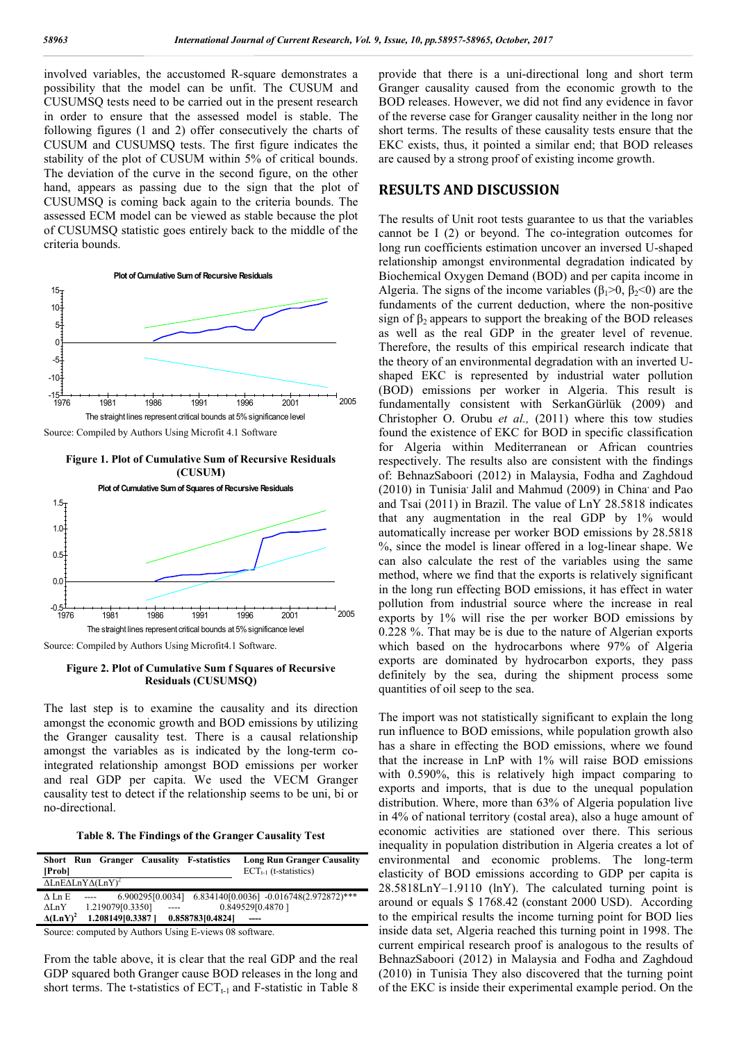involved variables, the accustomed R-square demonstrates a possibility that the model can be unfit. The CUSUM and CUSUMSQ tests need to be carried out in the present research in order to ensure that the assessed model is stable. The following figures (1 and 2) offer consecutively the charts of CUSUM and CUSUMSQ tests. The first figure indicates the stability of the plot of CUSUM within 5% of critical bounds. The deviation of the curve in the second figure, on the other hand, appears as passing due to the sign that the plot of CUSUMSQ is coming back again to the criteria bounds. The assessed ECM model can be viewed as stable because the plot of CUSUMSQ statistic goes entirely back to the middle of the criteria bounds.

Plot of Cumulative Sum of Recursive Residuals

The straight lines represent critical bounds at 5% significance level

Source: Compiled by Authors Using Microfit 4.1 Software

**Figure 1. Plot of Cumulative Sum of Recursive Residuals (CUSUM)**

Plot of Cumulative Sum of Squares of Recursive Residuals

The straight lines represent critical bounds at 5% significance level

Source: Compiled by Authors Using Microfit4.1 Software.

**Figure 2. Plot of Cumulative Sum f Squares of Recursive Residuals (CUSUMSQ)**

The last step is to examine the causality and its direction amongst the economic growth and BOD emissions by utilizing the Granger causality test. There is a causal relationship amongst the variables as is indicated by the long-term co-integrated relationship amongst BOD emissions per worker and real GDP per capita. We used the VECM Granger causality test to detect if the relationship seems to be uni, bi or no-directional.

**Table 8. The Findings of the Granger Causality Test**

| Short Run Granger Causality F-statistics [Prob] | | | | Long Run Granger Causality $ECT_{t-1}$ (t-statistics) |
|---|---|---|---|---|
| | ΔLnE | ΔLnY | $\Delta(LnY)^2$ | |
| Δ Ln E | ---- | 6.900295[0.0034] | 6.834140[0.0036] | -0.016748(2.972872)*** |
| ΔLnY | 1.219079[0.3350] | ---- | 0.849529[0.4870 ] | |
| **$\Delta(LnY)^2$** | **1.208149[0.3387 ]** | **0.858783[0.4824]** | **----** | |

Source: computed by Authors Using E-views 08 software.

From the table above, it is clear that the real GDP and the real GDP squared both Granger cause BOD releases in the long and short terms. The t-statistics of $ECT_{t-1}$ and F-statistic in Table 8 provide that there is a uni-directional long and short term Granger causality caused from the economic growth to the BOD releases. However, we did not find any evidence in favor of the reverse case for Granger causality neither in the long nor short terms. The results of these causality tests ensure that the EKC exists, thus, it pointed a similar end; that BOD releases are caused by a strong proof of existing income growth.

## RESULTS AND DISCUSSION

The results of Unit root tests guarantee to us that the variables cannot be I (2) or beyond. The co-integration outcomes for long run coefficients estimation uncover an inversed U-shaped relationship amongst environmental degradation indicated by Biochemical Oxygen Demand (BOD) and per capita income in Algeria. The signs of the income variables ($\beta_1>0$, $\beta_2<0$) are the fundaments of the current deduction, where the non-positive sign of $\beta_2$ appears to support the breaking of the BOD releases as well as the real GDP in the greater level of revenue. Therefore, the results of this empirical research indicate that the theory of an environmental degradation with an inverted U-shaped EKC is represented by industrial water pollution (BOD) emissions per worker in Algeria. This result is fundamentally consistent with SerkanGürlük (2009) and Christopher O. Orubu *et al.,* (2011) where this tow studies found the existence of EKC for BOD in specific classification for Algeria within Mediterranean or African countries respectively. The results also are consistent with the findings of: BehnazSaboori (2012) in Malaysia, Fodha and Zaghdoud (2010) in Tunisia, Jalil and Mahmud (2009) in China and Pao and Tsai (2011) in Brazil. The value of LnY 28.5818 indicates that any augmentation in the real GDP by 1% would automatically increase per worker BOD emissions by 28.5818 %, since the model is linear offered in a log-linear shape. We can also calculate the rest of the variables using the same method, where we find that the exports is relatively significant in the long run effecting BOD emissions, it has effect in water pollution from industrial source where the increase in real exports by 1% will rise the per worker BOD emissions by 0.228 %. That may be is due to the nature of Algerian exports which based on the hydrocarbons where 97% of Algeria exports are dominated by hydrocarbon exports, they pass definitely by the sea, during the shipment process some quantities of oil seep to the sea.

The import was not statistically significant to explain the long run influence to BOD emissions, while population growth also has a share in effecting the BOD emissions, where we found that the increase in LnP with 1% will raise BOD emissions with 0.590%, this is relatively high impact comparing to exports and imports, that is due to the unequal population distribution. Where, more than 63% of Algeria population live in 4% of national territory (costal area), also a huge amount of economic activities are stationed over there. This serious inequality in population distribution in Algeria creates a lot of environmental and economic problems. The long-term elasticity of BOD emissions according to GDP per capita is 28.5818LnY–1.9110 (lnY). The calculated turning point is around or equals $ 1768.42 (constant 2000 USD). According to the empirical results the income turning point for BOD lies inside data set, Algeria reached this turning point in 1998. The current empirical research proof is analogous to the results of BehnazSaboori (2012) in Malaysia and Fodha and Zaghdoud (2010) in Tunisia They also discovered that the turning point of the EKC is inside their experimental example period. On the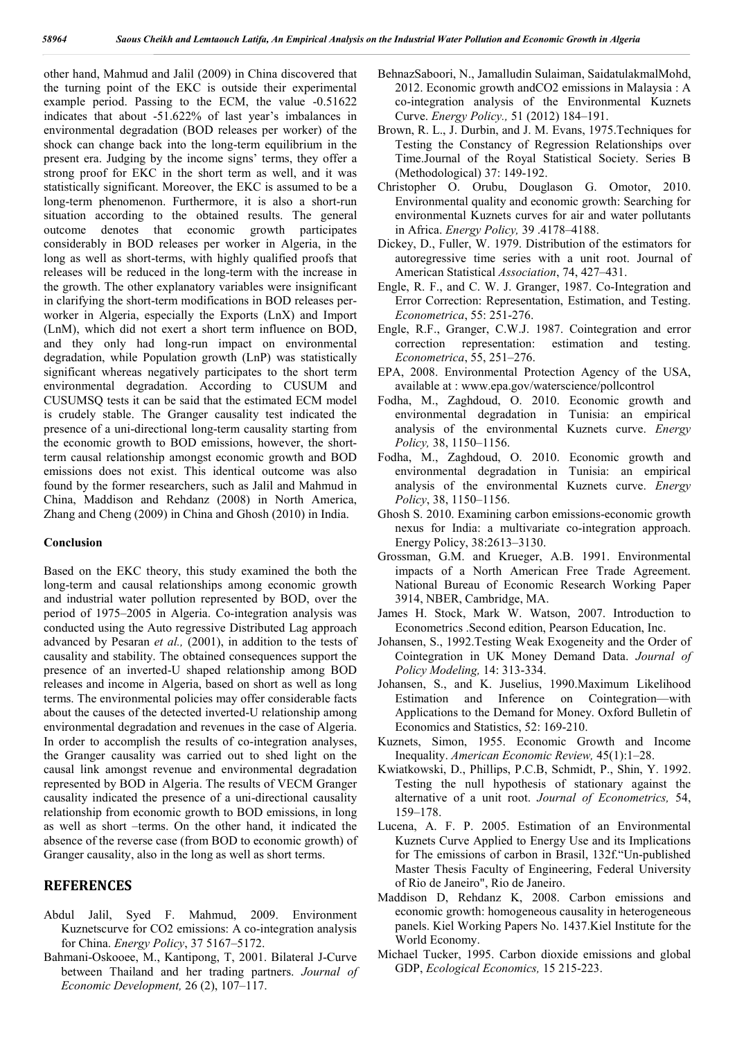other hand, Mahmud and Jalil (2009) in China discovered that the turning point of the EKC is outside their experimental example period. Passing to the ECM, the value -0.51622 indicates that about -51.622% of last year's imbalances in environmental degradation (BOD releases per worker) of the shock can change back into the long-term equilibrium in the present era. Judging by the income signs' terms, they offer a strong proof for EKC in the short term as well, and it was statistically significant. Moreover, the EKC is assumed to be a long-term phenomenon. Furthermore, it is also a short-run situation according to the obtained results. The general outcome denotes that economic growth participates considerably in BOD releases per worker in Algeria, in the long as well as short-terms, with highly qualified proofs that releases will be reduced in the long-term with the increase in the growth. The other explanatory variables were insignificant in clarifying the short-term modifications in BOD releases per-worker in Algeria, especially the Exports (LnX) and Import (LnM), which did not exert a short term influence on BOD, and they only had long-run impact on environmental degradation, while Population growth (LnP) was statistically significant whereas negatively participates to the short term environmental degradation. According to CUSUM and CUSUMSQ tests it can be said that the estimated ECM model is crudely stable. The Granger causality test indicated the presence of a uni-directional long-term causality starting from the economic growth to BOD emissions, however, the short-term causal relationship amongst economic growth and BOD emissions does not exist. This identical outcome was also found by the former researchers, such as Jalil and Mahmud in China, Maddison and Rehdanz (2008) in North America, Zhang and Cheng (2009) in China and Ghosh (2010) in India.

### Conclusion

Based on the EKC theory, this study examined the both the long-term and causal relationships among economic growth and industrial water pollution represented by BOD, over the period of 1975–2005 in Algeria. Co-integration analysis was conducted using the Auto regressive Distributed Lag approach advanced by Pesaran *et al.,* (2001), in addition to the tests of causality and stability. The obtained consequences support the presence of an inverted-U shaped relationship among BOD releases and income in Algeria, based on short as well as long terms. The environmental policies may offer considerable facts about the causes of the detected inverted-U relationship among environmental degradation and revenues in the case of Algeria. In order to accomplish the results of co-integration analyses, the Granger causality was carried out to shed light on the causal link amongst revenue and environmental degradation represented by BOD in Algeria. The results of VECM Granger causality indicated the presence of a uni-directional causality relationship from economic growth to BOD emissions, in long as well as short –terms. On the other hand, it indicated the absence of the reverse case (from BOD to economic growth) of Granger causality, also in the long as well as short terms.

## REFERENCES

- Abdul Jalil, Syed F. Mahmud, 2009. Environment Kuznetscurve for CO2 emissions: A co-integration analysis for China. *Energy Policy*, 37 5167–5172.
- Bahmani-Oskooee, M., Kantipong, T, 2001. Bilateral J-Curve between Thailand and her trading partners. *Journal of Economic Development,* 26 (2), 107–117.
- BehnazSaboori, N., Jamalludin Sulaiman, SaidatulakmalMohd, 2012. Economic growth andCO2 emissions in Malaysia : A co-integration analysis of the Environmental Kuznets Curve. *Energy Policy.,* 51 (2012) 184–191.
- Brown, R. L., J. Durbin, and J. M. Evans, 1975.Techniques for Testing the Constancy of Regression Relationships over Time.Journal of the Royal Statistical Society. Series B (Methodological) 37: 149-192.
- Christopher O. Orubu, Douglason G. Omotor, 2010. Environmental quality and economic growth: Searching for environmental Kuznets curves for air and water pollutants in Africa. *Energy Policy,* 39 .4178–4188.
- Dickey, D., Fuller, W. 1979. Distribution of the estimators for autoregressive time series with a unit root. Journal of American Statistical *Association*, 74, 427–431.
- Engle, R. F., and C. W. J. Granger, 1987. Co-Integration and Error Correction: Representation, Estimation, and Testing. *Econometrica*, 55: 251-276.
- Engle, R.F., Granger, C.W.J. 1987. Cointegration and error correction representation: estimation and testing. *Econometrica*, 55, 251–276.
- EPA, 2008. Environmental Protection Agency of the USA, available at : www.epa.gov/waterscience/pollcontrol
- Fodha, M., Zaghdoud, O. 2010. Economic growth and environmental degradation in Tunisia: an empirical analysis of the environmental Kuznets curve. *Energy Policy,* 38, 1150–1156.
- Fodha, M., Zaghdoud, O. 2010. Economic growth and environmental degradation in Tunisia: an empirical analysis of the environmental Kuznets curve. *Energy Policy*, 38, 1150–1156.
- Ghosh S. 2010. Examining carbon emissions-economic growth nexus for India: a multivariate co-integration approach. Energy Policy, 38:2613–3130.
- Grossman, G.M. and Krueger, A.B. 1991. Environmental impacts of a North American Free Trade Agreement. National Bureau of Economic Research Working Paper 3914, NBER, Cambridge, MA.
- James H. Stock, Mark W. Watson, 2007. Introduction to Econometrics .Second edition, Pearson Education, Inc.
- Johansen, S., 1992.Testing Weak Exogeneity and the Order of Cointegration in UK Money Demand Data. *Journal of Policy Modeling,* 14: 313-334.
- Johansen, S., and K. Juselius, 1990.Maximum Likelihood Estimation and Inference on Cointegration—with Applications to the Demand for Money. Oxford Bulletin of Economics and Statistics, 52: 169-210.
- Kuznets, Simon, 1955. Economic Growth and Income Inequality. *American Economic Review,* 45(1):1–28.
- Kwiatkowski, D., Phillips, P.C.B, Schmidt, P., Shin, Y. 1992. Testing the null hypothesis of stationary against the alternative of a unit root. *Journal of Econometrics,* 54, 159–178.
- Lucena, A. F. P. 2005. Estimation of an Environmental Kuznets Curve Applied to Energy Use and its Implications for The emissions of carbon in Brasil, 132f."Un-published Master Thesis Faculty of Engineering, Federal University of Rio de Janeiro", Rio de Janeiro.
- Maddison D, Rehdanz K, 2008. Carbon emissions and economic growth: homogeneous causality in heterogeneous panels. Kiel Working Papers No. 1437.Kiel Institute for the World Economy.
- Michael Tucker, 1995. Carbon dioxide emissions and global GDP, *Ecological Economics,* 15 215-223.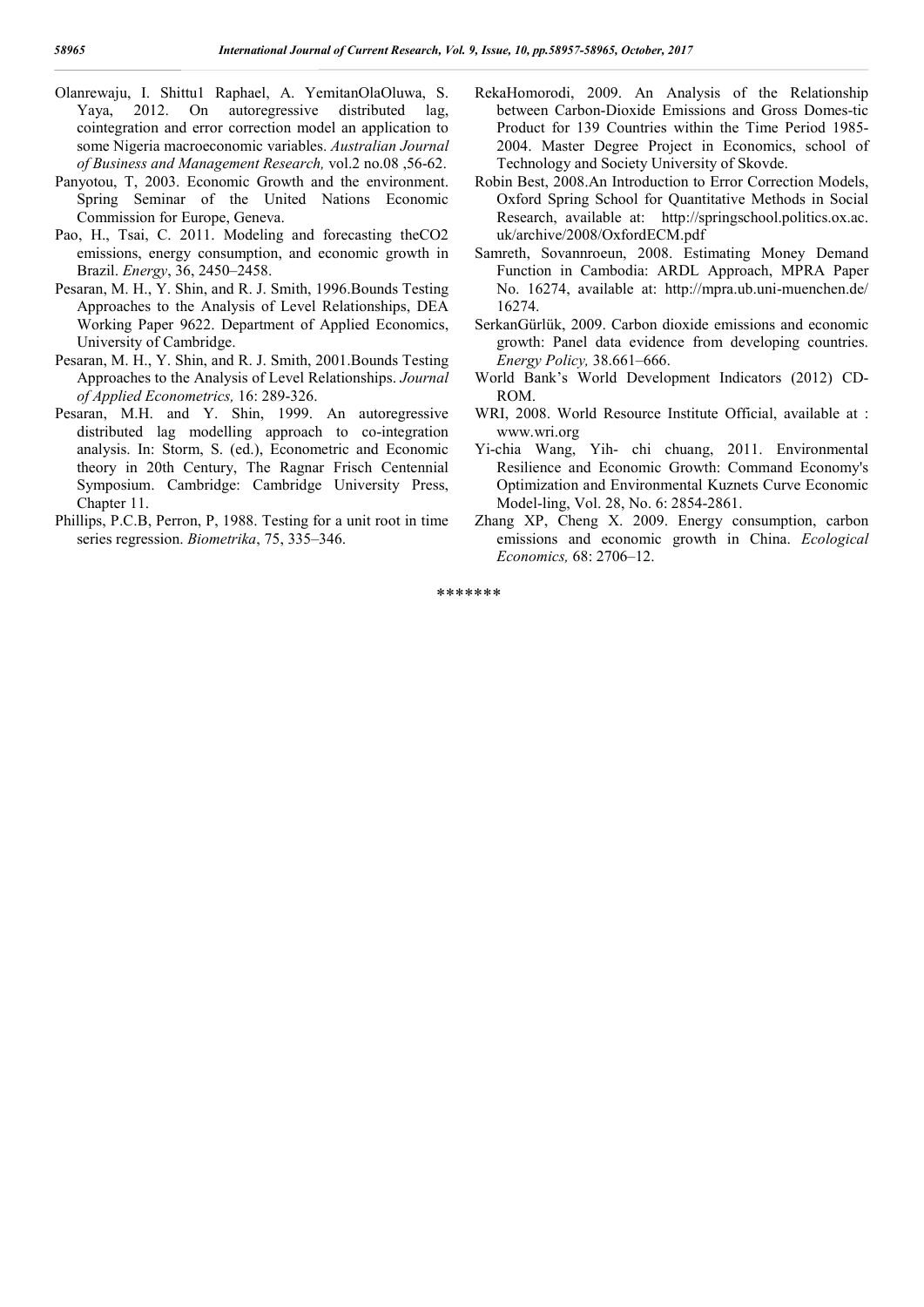Olanrewaju, I. Shittu1 Raphael, A. YemitanOlaOluwa, S. Yaya, 2012. On autoregressive distributed lag, cointegration and error correction model an application to some Nigeria macroeconomic variables. *Australian Journal of Business and Management Research,* vol.2 no.08 ,56-62.

Panyotou, T, 2003. Economic Growth and the environment. Spring Seminar of the United Nations Economic Commission for Europe, Geneva.

Pao, H., Tsai, C. 2011. Modeling and forecasting theCO2 emissions, energy consumption, and economic growth in Brazil. *Energy*, 36, 2450–2458.

Pesaran, M. H., Y. Shin, and R. J. Smith, 1996.Bounds Testing Approaches to the Analysis of Level Relationships, DEA Working Paper 9622. Department of Applied Economics, University of Cambridge.

Pesaran, M. H., Y. Shin, and R. J. Smith, 2001.Bounds Testing Approaches to the Analysis of Level Relationships. *Journal of Applied Econometrics,* 16: 289-326.

Pesaran, M.H. and Y. Shin, 1999. An autoregressive distributed lag modelling approach to co-integration analysis. In: Storm, S. (ed.), Econometric and Economic theory in 20th Century, The Ragnar Frisch Centennial Symposium. Cambridge: Cambridge University Press, Chapter 11.

Phillips, P.C.B, Perron, P, 1988. Testing for a unit root in time series regression. *Biometrika*, 75, 335–346.

RekaHomorodi, 2009. An Analysis of the Relationship between Carbon-Dioxide Emissions and Gross Domes-tic Product for 139 Countries within the Time Period 1985-2004. Master Degree Project in Economics, school of Technology and Society University of Skovde.

Robin Best, 2008.An Introduction to Error Correction Models, Oxford Spring School for Quantitative Methods in Social Research, available at: http://springschool.politics.ox.ac.uk/archive/2008/OxfordECM.pdf

Samreth, Sovannroeun, 2008. Estimating Money Demand Function in Cambodia: ARDL Approach, MPRA Paper No. 16274, available at: http://mpra.ub.uni-muenchen.de/16274.

SerkanGürlük, 2009. Carbon dioxide emissions and economic growth: Panel data evidence from developing countries. *Energy Policy,* 38.661–666.

World Bank's World Development Indicators (2012) CD-ROM.

WRI, 2008. World Resource Institute Official, available at : www.wri.org

Yi-chia Wang, Yih- chi chuang, 2011. Environmental Resilience and Economic Growth: Command Economy's Optimization and Environmental Kuznets Curve Economic Model-ling, Vol. 28, No. 6: 2854-2861.

Zhang XP, Cheng X. 2009. Energy consumption, carbon emissions and economic growth in China. *Ecological Economics,* 68: 2706–12.

\*\*\*\*\*\*\*